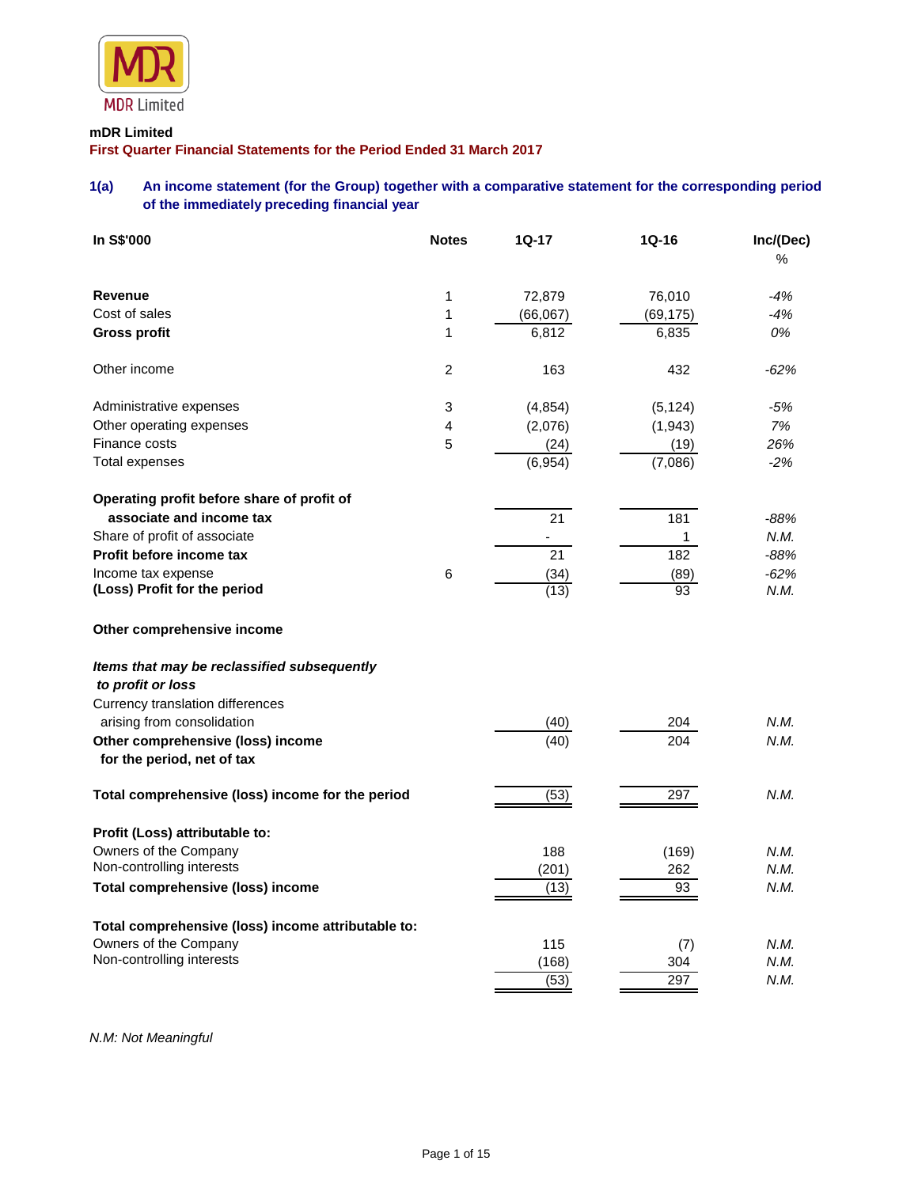MDR Limited

**mDR Limited**

**First Quarter Financial Statements for the Period Ended 31 March 2017**

### 1(a) An income statement (for the Group) together with a comparative statement for the corresponding period of the immediately preceding financial year

| In S$'000 | Notes | 1Q-17 | 1Q-16 | Inc/(Dec) % |
|---|---|---|---|---|
| **Revenue** | 1 | 72,879 | 76,010 | *-4%* |
| Cost of sales | 1 | (66,067) | (69,175) | *-4%* |
| **Gross profit** | 1 | 6,812 | 6,835 | *0%* |
| | | | | |
| Other income | 2 | 163 | 432 | *-62%* |
| | | | | |
| Administrative expenses | 3 | (4,854) | (5,124) | *-5%* |
| Other operating expenses | 4 | (2,076) | (1,943) | *7%* |
| Finance costs | 5 | (24) | (19) | *26%* |
| Total expenses | | (6,954) | (7,086) | *-2%* |
| | | | | |
| **Operating profit before share of profit of associate and income tax** | | 21 | 181 | *-88%* |
| Share of profit of associate | | - | 1 | *N.M.* |
| **Profit before income tax** | | 21 | 182 | *-88%* |
| Income tax expense | 6 | (34) | (89) | *-62%* |
| **(Loss) Profit for the period** | | (13) | 93 | *N.M.* |
| | | | | |
| **Other comprehensive income** | | | | |
| | | | | |
| ***Items that may be reclassified subsequently to profit or loss*** | | | | |
| Currency translation differences arising from consolidation | | (40) | 204 | *N.M.* |
| **Other comprehensive (loss) income for the period, net of tax** | | (40) | 204 | *N.M.* |
| | | | | |
| **Total comprehensive (loss) income for the period** | | (53) | 297 | *N.M.* |
| | | | | |
| **Profit (Loss) attributable to:** | | | | |
| Owners of the Company | | 188 | (169) | *N.M.* |
| Non-controlling interests | | (201) | 262 | *N.M.* |
| **Total comprehensive (loss) income** | | (13) | 93 | *N.M.* |
| | | | | |
| **Total comprehensive (loss) income attributable to:** | | | | |
| Owners of the Company | | 115 | (7) | *N.M.* |
| Non-controlling interests | | (168) | 304 | *N.M.* |
| | | (53) | 297 | *N.M.* |

*N.M: Not Meaningful*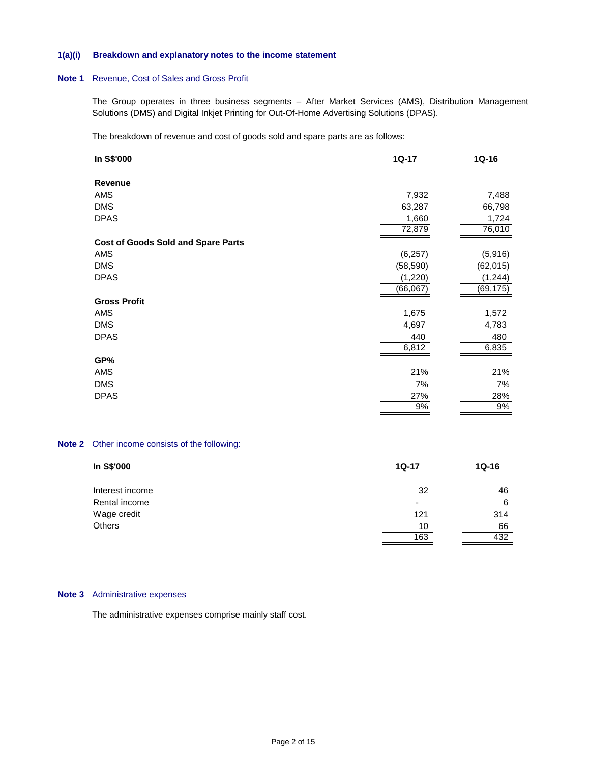### 1(a)(i) Breakdown and explanatory notes to the income statement

**Note 1** Revenue, Cost of Sales and Gross Profit

The Group operates in three business segments – After Market Services (AMS), Distribution Management Solutions (DMS) and Digital Inkjet Printing for Out-Of-Home Advertising Solutions (DPAS).

The breakdown of revenue and cost of goods sold and spare parts are as follows:

| In S$'000 | 1Q-17 | 1Q-16 |
|---|---|---|
| **Revenue** | | |
| AMS | 7,932 | 7,488 |
| DMS | 63,287 | 66,798 |
| DPAS | 1,660 | 1,724 |
| | 72,879 | 76,010 |
| **Cost of Goods Sold and Spare Parts** | | |
| AMS | (6,257) | (5,916) |
| DMS | (58,590) | (62,015) |
| DPAS | (1,220) | (1,244) |
| | (66,067) | (69,175) |
| **Gross Profit** | | |
| AMS | 1,675 | 1,572 |
| DMS | 4,697 | 4,783 |
| DPAS | 440 | 480 |
| | 6,812 | 6,835 |
| **GP%** | | |
| AMS | 21% | 21% |
| DMS | 7% | 7% |
| DPAS | 27% | 28% |
| | 9% | 9% |

**Note 2** Other income consists of the following:

| In S$'000 | 1Q-17 | 1Q-16 |
|---|---|---|
| Interest income | 32 | 46 |
| Rental income | - | 6 |
| Wage credit | 121 | 314 |
| Others | 10 | 66 |
| | 163 | 432 |

**Note 3** Administrative expenses

The administrative expenses comprise mainly staff cost.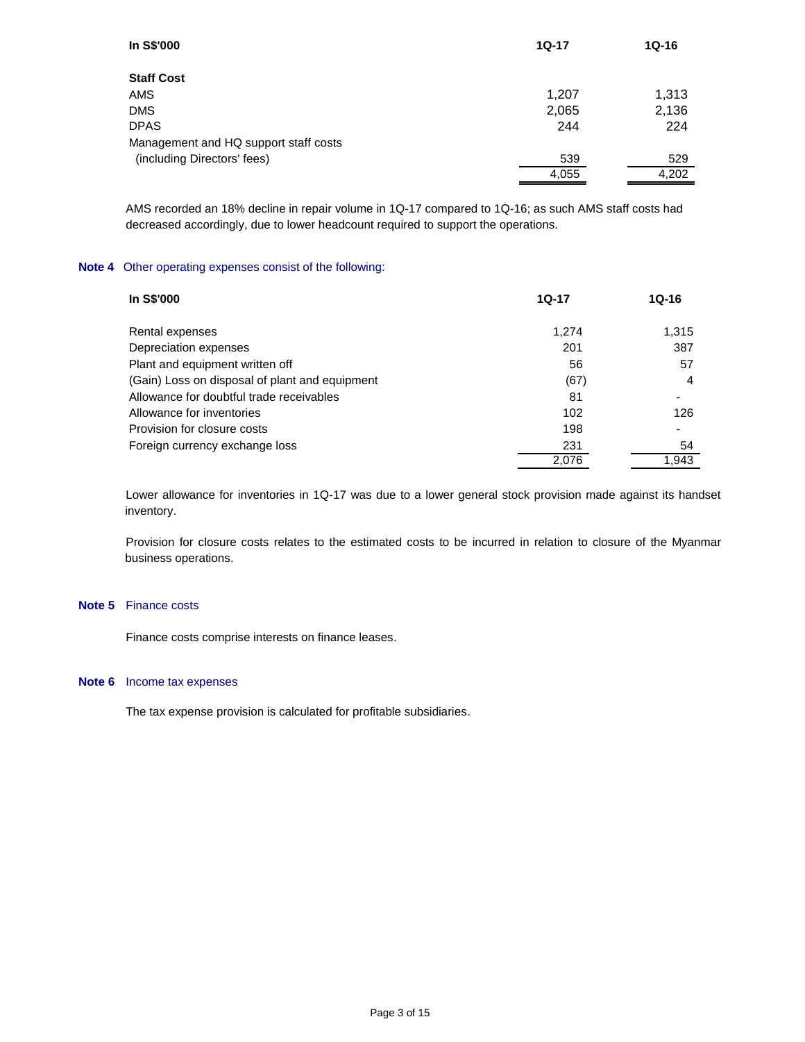| In S$'000 | 1Q-17 | 1Q-16 |
|---|---|---|
| **Staff Cost** | | |
| AMS | 1,207 | 1,313 |
| DMS | 2,065 | 2,136 |
| DPAS | 244 | 224 |
| Management and HQ support staff costs (including Directors' fees) | 539 | 529 |
| | 4,055 | 4,202 |

AMS recorded an 18% decline in repair volume in 1Q-17 compared to 1Q-16; as such AMS staff costs had decreased accordingly, due to lower headcount required to support the operations.

**Note 4** Other operating expenses consist of the following:

| In S$'000 | 1Q-17 | 1Q-16 |
|---|---|---|
| Rental expenses | 1,274 | 1,315 |
| Depreciation expenses | 201 | 387 |
| Plant and equipment written off | 56 | 57 |
| (Gain) Loss on disposal of plant and equipment | (67) | 4 |
| Allowance for doubtful trade receivables | 81 | - |
| Allowance for inventories | 102 | 126 |
| Provision for closure costs | 198 | - |
| Foreign currency exchange loss | 231 | 54 |
| | 2,076 | 1,943 |

Lower allowance for inventories in 1Q-17 was due to a lower general stock provision made against its handset inventory.

Provision for closure costs relates to the estimated costs to be incurred in relation to closure of the Myanmar business operations.

**Note 5** Finance costs

Finance costs comprise interests on finance leases.

**Note 6** Income tax expenses

The tax expense provision is calculated for profitable subsidiaries.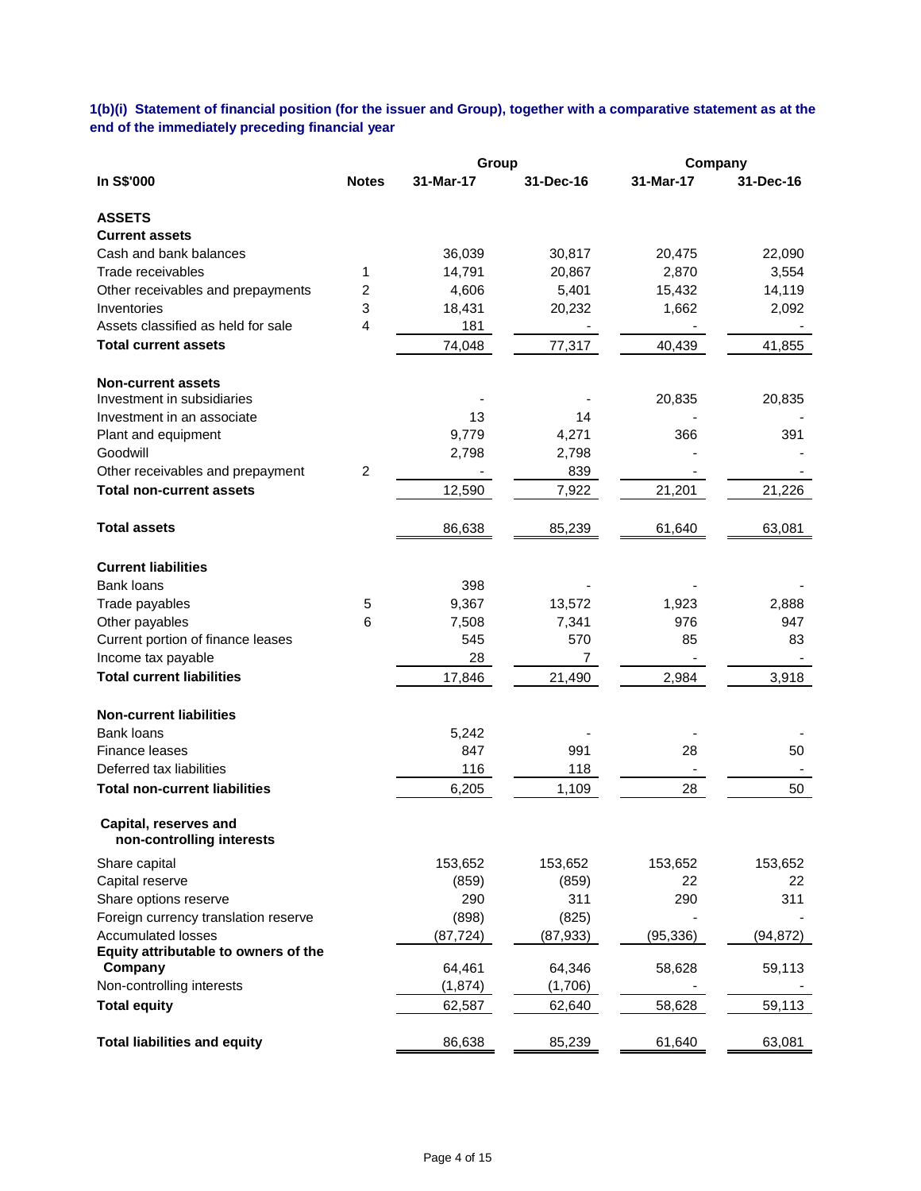**1(b)(i) Statement of financial position (for the issuer and Group), together with a comparative statement as at the end of the immediately preceding financial year**

| | | Group | | Company | |
|---|---|---|---|---|---|
| **In S$'000** | **Notes** | **31-Mar-17** | **31-Dec-16** | **31-Mar-17** | **31-Dec-16** |
| **ASSETS** | | | | | |
| **Current assets** | | | | | |
| Cash and bank balances | | 36,039 | 30,817 | 20,475 | 22,090 |
| Trade receivables | 1 | 14,791 | 20,867 | 2,870 | 3,554 |
| Other receivables and prepayments | 2 | 4,606 | 5,401 | 15,432 | 14,119 |
| Inventories | 3 | 18,431 | 20,232 | 1,662 | 2,092 |
| Assets classified as held for sale | 4 | 181 | - | - | - |
| **Total current assets** | | 74,048 | 77,317 | 40,439 | 41,855 |
| **Non-current assets** | | | | | |
| Investment in subsidiaries | | - | - | 20,835 | 20,835 |
| Investment in an associate | | 13 | 14 | - | - |
| Plant and equipment | | 9,779 | 4,271 | 366 | 391 |
| Goodwill | | 2,798 | 2,798 | - | - |
| Other receivables and prepayment | 2 | - | 839 | - | - |
| **Total non-current assets** | | 12,590 | 7,922 | 21,201 | 21,226 |
| **Total assets** | | 86,638 | 85,239 | 61,640 | 63,081 |
| **Current liabilities** | | | | | |
| Bank loans | | 398 | - | - | - |
| Trade payables | 5 | 9,367 | 13,572 | 1,923 | 2,888 |
| Other payables | 6 | 7,508 | 7,341 | 976 | 947 |
| Current portion of finance leases | | 545 | 570 | 85 | 83 |
| Income tax payable | | 28 | 7 | - | - |
| **Total current liabilities** | | 17,846 | 21,490 | 2,984 | 3,918 |
| **Non-current liabilities** | | | | | |
| Bank loans | | 5,242 | - | - | - |
| Finance leases | | 847 | 991 | 28 | 50 |
| Deferred tax liabilities | | 116 | 118 | - | - |
| **Total non-current liabilities** | | 6,205 | 1,109 | 28 | 50 |
| **Capital, reserves and non-controlling interests** | | | | | |
| Share capital | | 153,652 | 153,652 | 153,652 | 153,652 |
| Capital reserve | | (859) | (859) | 22 | 22 |
| Share options reserve | | 290 | 311 | 290 | 311 |
| Foreign currency translation reserve | | (898) | (825) | - | - |
| Accumulated losses | | (87,724) | (87,933) | (95,336) | (94,872) |
| **Equity attributable to owners of the Company** | | 64,461 | 64,346 | 58,628 | 59,113 |
| Non-controlling interests | | (1,874) | (1,706) | - | - |
| **Total equity** | | 62,587 | 62,640 | 58,628 | 59,113 |
| **Total liabilities and equity** | | 86,638 | 85,239 | 61,640 | 63,081 |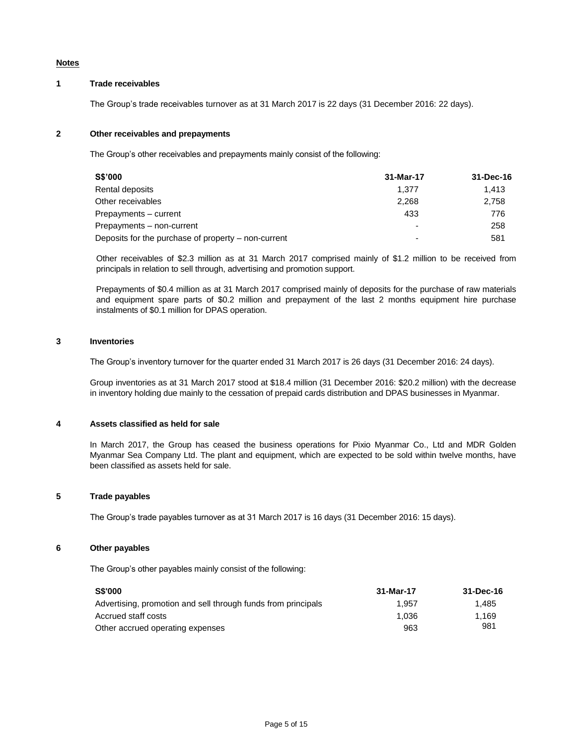**Notes**

**1 Trade receivables**

The Group's trade receivables turnover as at 31 March 2017 is 22 days (31 December 2016: 22 days).

**2 Other receivables and prepayments**

The Group's other receivables and prepayments mainly consist of the following:

| S$'000 | 31-Mar-17 | 31-Dec-16 |
|---|---|---|
| Rental deposits | 1,377 | 1,413 |
| Other receivables | 2,268 | 2,758 |
| Prepayments – current | 433 | 776 |
| Prepayments – non-current | - | 258 |
| Deposits for the purchase of property – non-current | - | 581 |

Other receivables of $2.3 million as at 31 March 2017 comprised mainly of $1.2 million to be received from principals in relation to sell through, advertising and promotion support.

Prepayments of $0.4 million as at 31 March 2017 comprised mainly of deposits for the purchase of raw materials and equipment spare parts of $0.2 million and prepayment of the last 2 months equipment hire purchase instalments of $0.1 million for DPAS operation.

**3 Inventories**

The Group's inventory turnover for the quarter ended 31 March 2017 is 26 days (31 December 2016: 24 days).

Group inventories as at 31 March 2017 stood at $18.4 million (31 December 2016: $20.2 million) with the decrease in inventory holding due mainly to the cessation of prepaid cards distribution and DPAS businesses in Myanmar.

**4 Assets classified as held for sale**

In March 2017, the Group has ceased the business operations for Pixio Myanmar Co., Ltd and MDR Golden Myanmar Sea Company Ltd. The plant and equipment, which are expected to be sold within twelve months, have been classified as assets held for sale.

**5 Trade payables**

The Group's trade payables turnover as at 31 March 2017 is 16 days (31 December 2016: 15 days).

**6 Other payables**

The Group's other payables mainly consist of the following:

| S$'000 | 31-Mar-17 | 31-Dec-16 |
|---|---|---|
| Advertising, promotion and sell through funds from principals | 1,957 | 1,485 |
| Accrued staff costs | 1,036 | 1,169 |
| Other accrued operating expenses | 963 | 981 |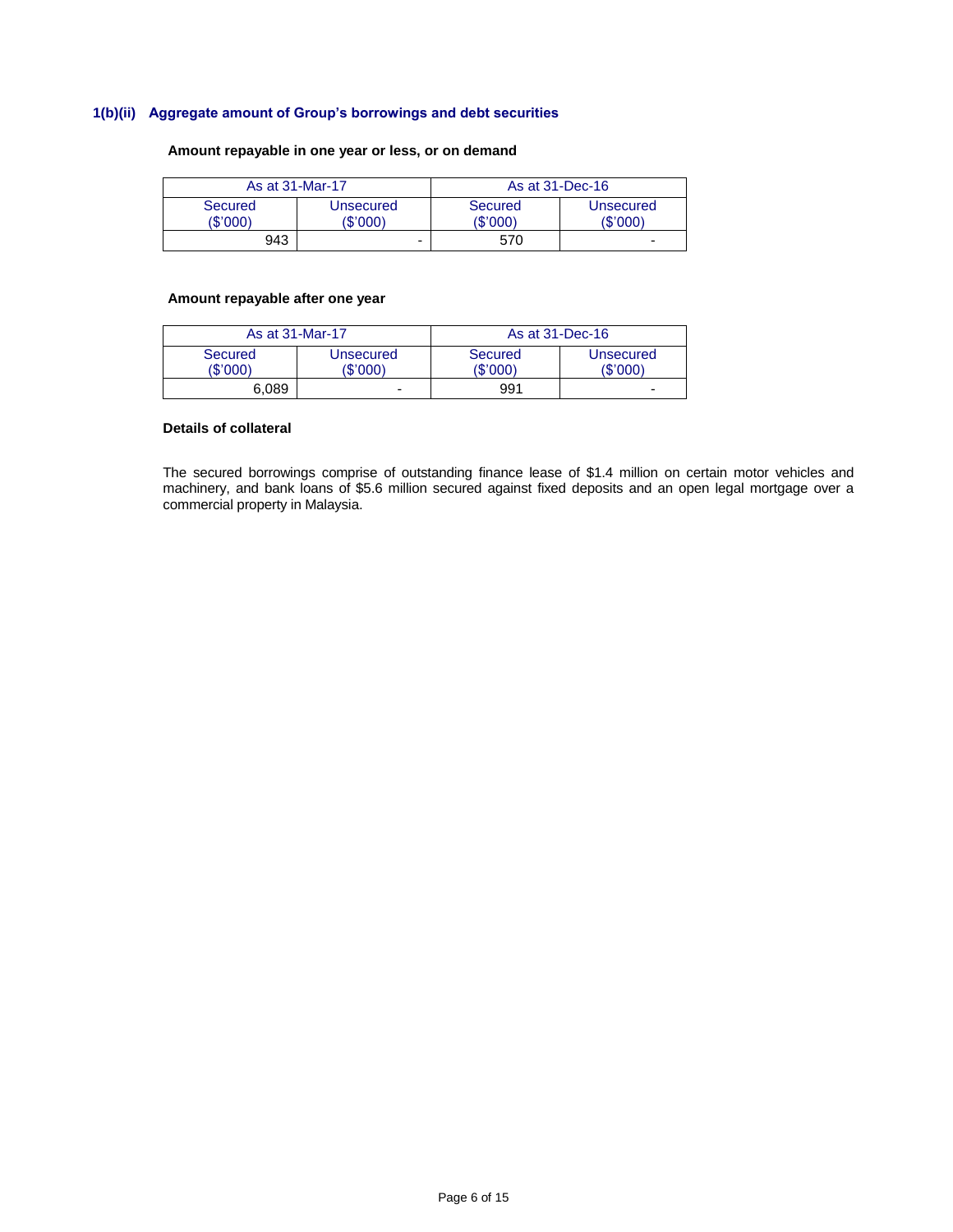### 1(b)(ii) Aggregate amount of Group's borrowings and debt securities

**Amount repayable in one year or less, or on demand**

| As at 31-Mar-17 | | As at 31-Dec-16 | |
|---|---|---|---|
| Secured ($'000) | Unsecured ($'000) | Secured ($'000) | Unsecured ($'000) |
| 943 | - | 570 | - |

**Amount repayable after one year**

| As at 31-Mar-17 | | As at 31-Dec-16 | |
|---|---|---|---|
| Secured ($'000) | Unsecured ($'000) | Secured ($'000) | Unsecured ($'000) |
| 6,089 | - | 991 | - |

**Details of collateral**

The secured borrowings comprise of outstanding finance lease of $1.4 million on certain motor vehicles and machinery, and bank loans of $5.6 million secured against fixed deposits and an open legal mortgage over a commercial property in Malaysia.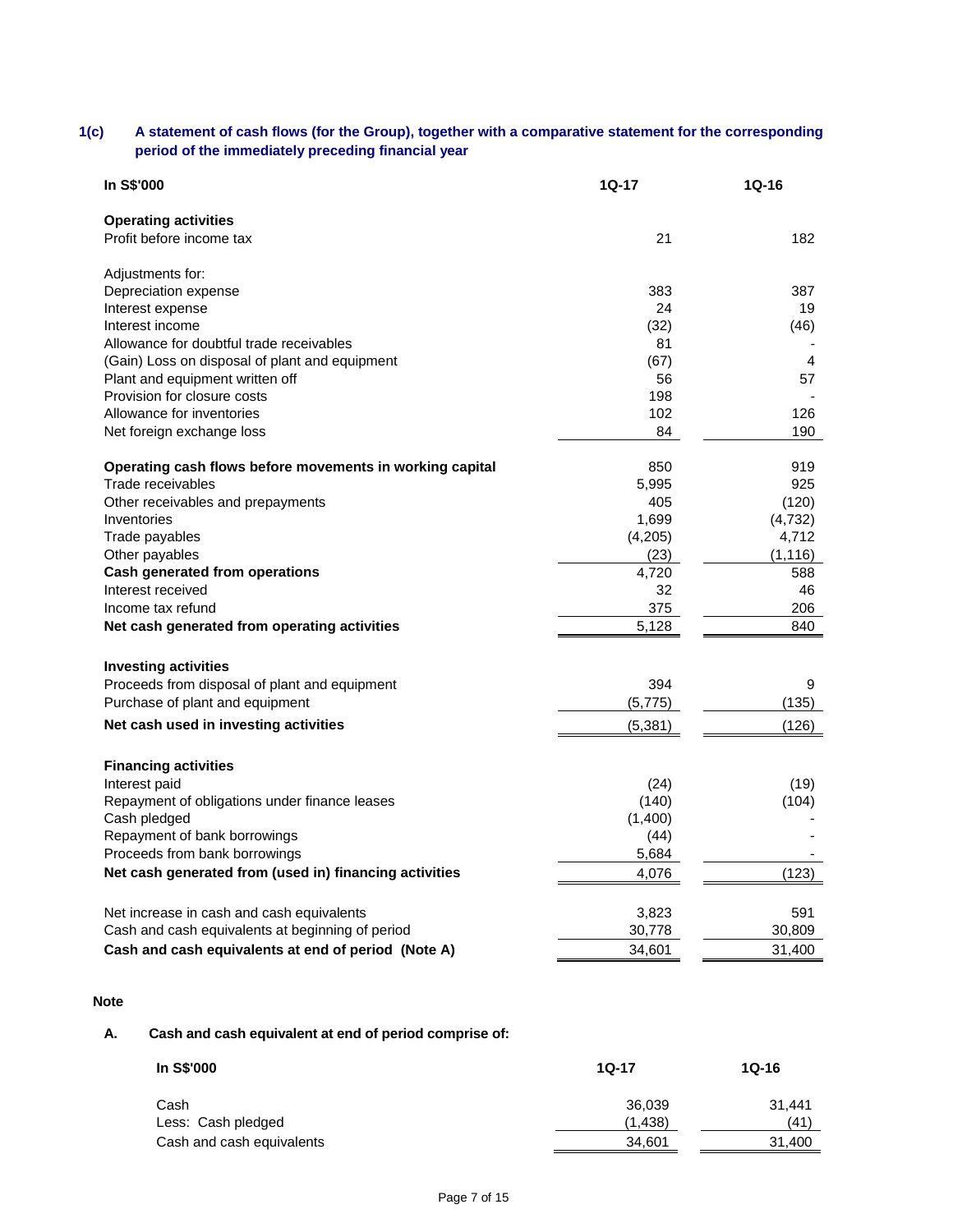### 1(c) A statement of cash flows (for the Group), together with a comparative statement for the corresponding period of the immediately preceding financial year

| In S$'000 | 1Q-17 | 1Q-16 |
|---|---|---|
| **Operating activities** | | |
| Profit before income tax | 21 | 182 |
| | | |
| Adjustments for: | | |
| Depreciation expense | 383 | 387 |
| Interest expense | 24 | 19 |
| Interest income | (32) | (46) |
| Allowance for doubtful trade receivables | 81 | - |
| (Gain) Loss on disposal of plant and equipment | (67) | 4 |
| Plant and equipment written off | 56 | 57 |
| Provision for closure costs | 198 | - |
| Allowance for inventories | 102 | 126 |
| Net foreign exchange loss | 84 | 190 |
| | | |
| **Operating cash flows before movements in working capital** | 850 | 919 |
| Trade receivables | 5,995 | 925 |
| Other receivables and prepayments | 405 | (120) |
| Inventories | 1,699 | (4,732) |
| Trade payables | (4,205) | 4,712 |
| Other payables | (23) | (1,116) |
| **Cash generated from operations** | 4,720 | 588 |
| Interest received | 32 | 46 |
| Income tax refund | 375 | 206 |
| **Net cash generated from operating activities** | 5,128 | 840 |
| | | |
| **Investing activities** | | |
| Proceeds from disposal of plant and equipment | 394 | 9 |
| Purchase of plant and equipment | (5,775) | (135) |
| **Net cash used in investing activities** | (5,381) | (126) |
| | | |
| **Financing activities** | | |
| Interest paid | (24) | (19) |
| Repayment of obligations under finance leases | (140) | (104) |
| Cash pledged | (1,400) | - |
| Repayment of bank borrowings | (44) | - |
| Proceeds from bank borrowings | 5,684 | - |
| **Net cash generated from (used in) financing activities** | 4,076 | (123) |
| | | |
| Net increase in cash and cash equivalents | 3,823 | 591 |
| Cash and cash equivalents at beginning of period | 30,778 | 30,809 |
| **Cash and cash equivalents at end of period (Note A)** | 34,601 | 31,400 |

**Note**

**A. Cash and cash equivalent at end of period comprise of:**

| In S$'000 | 1Q-17 | 1Q-16 |
|---|---|---|
| Cash | 36,039 | 31,441 |
| Less: Cash pledged | (1,438) | (41) |
| Cash and cash equivalents | 34,601 | 31,400 |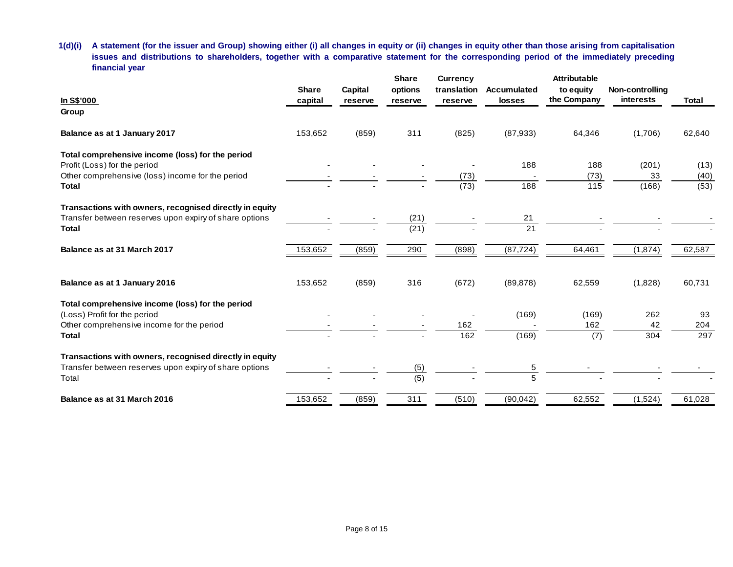**1(d)(i) A statement (for the issuer and Group) showing either (i) all changes in equity or (ii) changes in equity other than those arising from capitalisation issues and distributions to shareholders, together with a comparative statement for the corresponding period of the immediately preceding financial year**

| In S$'000 | Share capital | Capital reserve | Share options reserve | Currency translation reserve | Accumulated losses | Attributable to equity the Company | Non-controlling interests | Total |
|---|---|---|---|---|---|---|---|---|
| **Group** | | | | | | | | |
| **Balance as at 1 January 2017** | 153,652 | (859) | 311 | (825) | (87,933) | 64,346 | (1,706) | 62,640 |
| **Total comprehensive income (loss) for the period** | | | | | | | | |
| Profit (Loss) for the period | - | - | - | - | 188 | 188 | (201) | (13) |
| Other comprehensive (loss) income for the period | - | - | - | (73) | - | (73) | 33 | (40) |
| **Total** | - | - | - | (73) | 188 | 115 | (168) | (53) |
| **Transactions with owners, recognised directly in equity** | | | | | | | | |
| Transfer between reserves upon expiry of share options | - | - | (21) | - | 21 | - | - | - |
| **Total** | - | - | (21) | - | 21 | - | - | - |
| **Balance as at 31 March 2017** | 153,652 | (859) | 290 | (898) | (87,724) | 64,461 | (1,874) | 62,587 |
| **Balance as at 1 January 2016** | 153,652 | (859) | 316 | (672) | (89,878) | 62,559 | (1,828) | 60,731 |
| **Total comprehensive income (loss) for the period** | | | | | | | | |
| (Loss) Profit for the period | - | - | - | - | (169) | (169) | 262 | 93 |
| Other comprehensive income for the period | - | - | - | 162 | - | 162 | 42 | 204 |
| **Total** | - | - | - | 162 | (169) | (7) | 304 | 297 |
| **Transactions with owners, recognised directly in equity** | | | | | | | | |
| Transfer between reserves upon expiry of share options | - | - | (5) | - | 5 | - | - | - |
| Total | - | - | (5) | - | 5 | - | - | - |
| **Balance as at 31 March 2016** | 153,652 | (859) | 311 | (510) | (90,042) | 62,552 | (1,524) | 61,028 |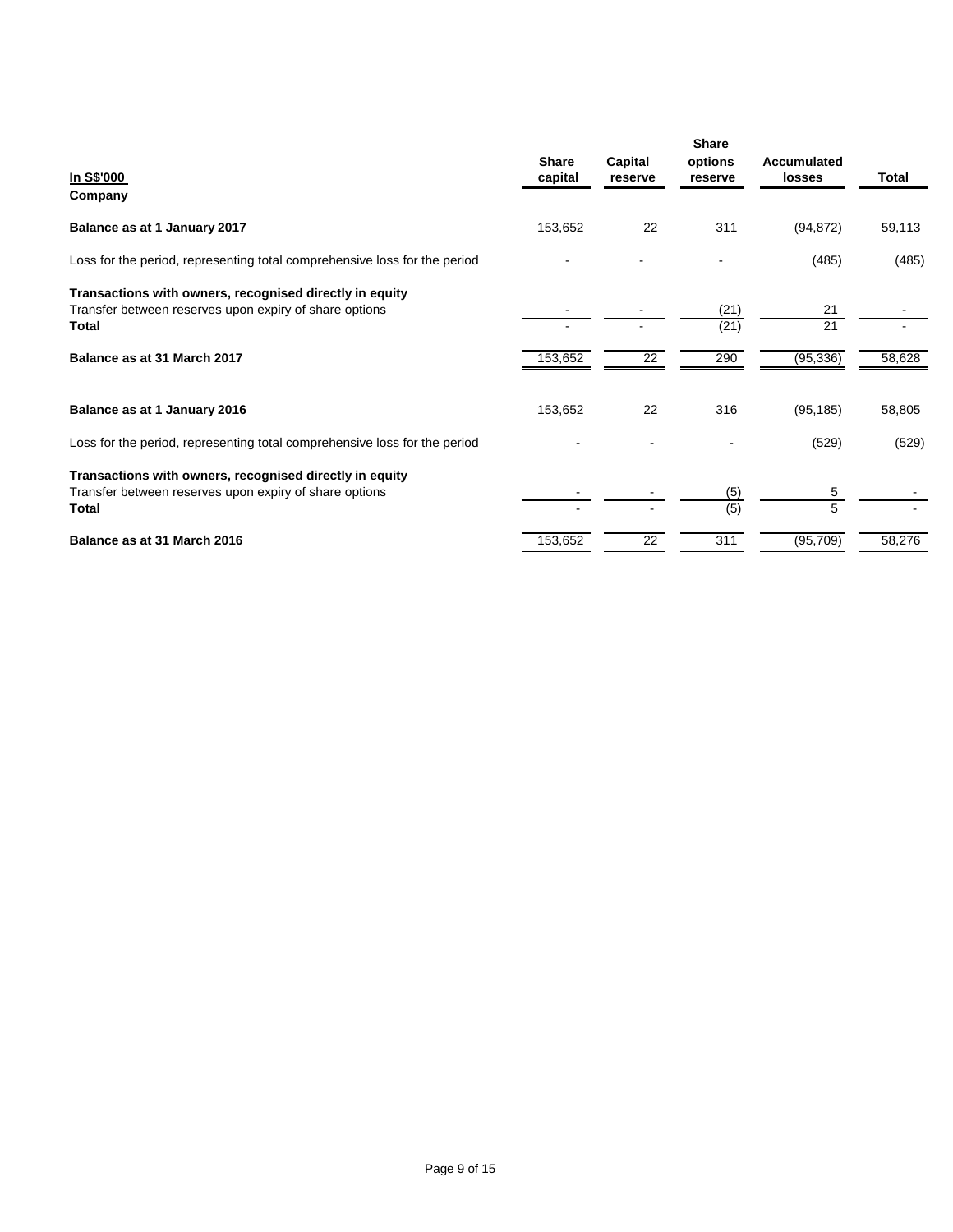| In S$'000 | Share capital | Capital reserve | Share options reserve | Accumulated losses | Total |
|---|---|---|---|---|---|
| **Company** | | | | | |
| **Balance as at 1 January 2017** | 153,652 | 22 | 311 | (94,872) | 59,113 |
| Loss for the period, representing total comprehensive loss for the period | - | - | - | (485) | (485) |
| **Transactions with owners, recognised directly in equity** | | | | | |
| Transfer between reserves upon expiry of share options | - | - | (21) | 21 | - |
| **Total** | - | - | (21) | 21 | - |
| **Balance as at 31 March 2017** | 153,652 | 22 | 290 | (95,336) | 58,628 |
| | | | | | |
| **Balance as at 1 January 2016** | 153,652 | 22 | 316 | (95,185) | 58,805 |
| Loss for the period, representing total comprehensive loss for the period | - | - | - | (529) | (529) |
| **Transactions with owners, recognised directly in equity** | | | | | |
| Transfer between reserves upon expiry of share options | - | - | (5) | 5 | - |
| **Total** | - | - | (5) | 5 | - |
| **Balance as at 31 March 2016** | 153,652 | 22 | 311 | (95,709) | 58,276 |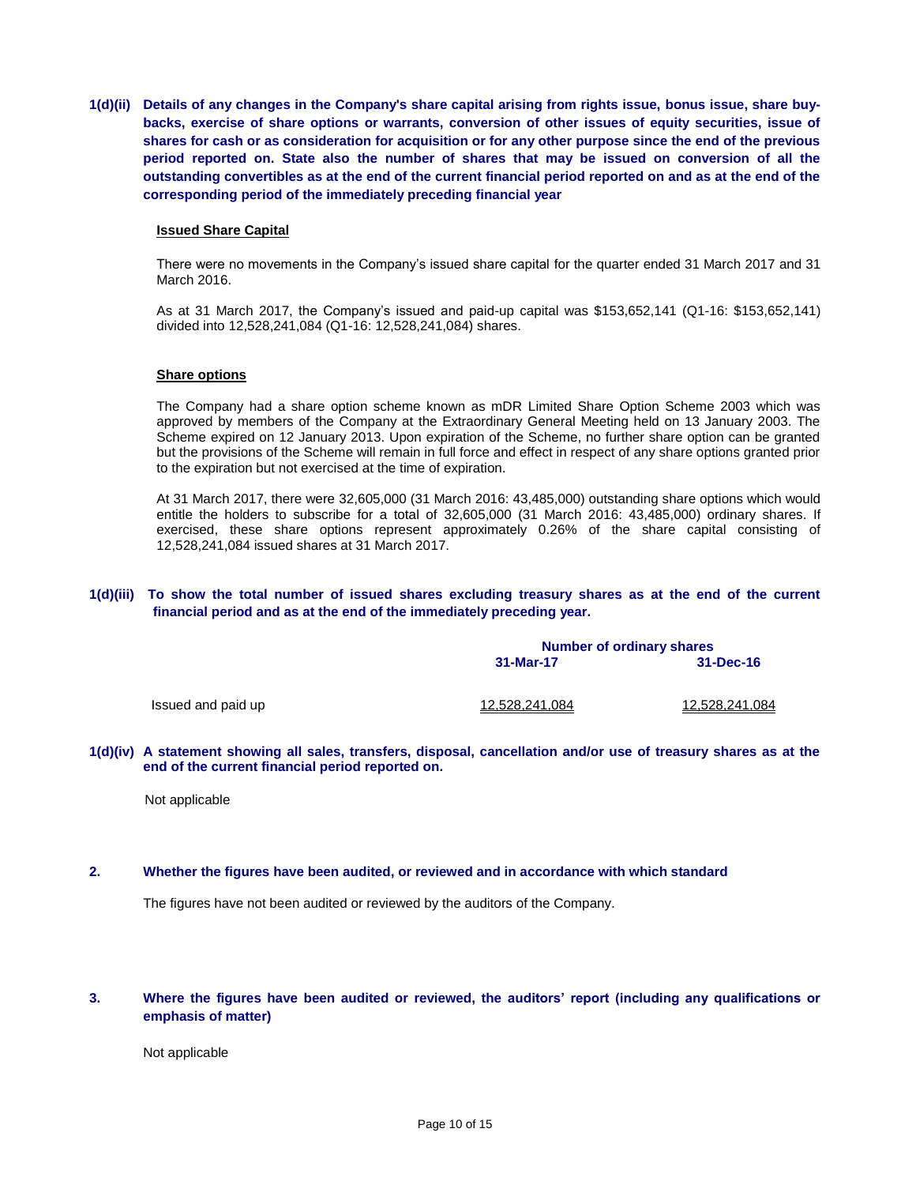**1(d)(ii) Details of any changes in the Company's share capital arising from rights issue, bonus issue, share buy-backs, exercise of share options or warrants, conversion of other issues of equity securities, issue of shares for cash or as consideration for acquisition or for any other purpose since the end of the previous period reported on. State also the number of shares that may be issued on conversion of all the outstanding convertibles as at the end of the current financial period reported on and as at the end of the corresponding period of the immediately preceding financial year**

**Issued Share Capital**

There were no movements in the Company's issued share capital for the quarter ended 31 March 2017 and 31 March 2016.

As at 31 March 2017, the Company's issued and paid-up capital was $153,652,141 (Q1-16: $153,652,141) divided into 12,528,241,084 (Q1-16: 12,528,241,084) shares.

**Share options**

The Company had a share option scheme known as mDR Limited Share Option Scheme 2003 which was approved by members of the Company at the Extraordinary General Meeting held on 13 January 2003. The Scheme expired on 12 January 2013. Upon expiration of the Scheme, no further share option can be granted but the provisions of the Scheme will remain in full force and effect in respect of any share options granted prior to the expiration but not exercised at the time of expiration.

At 31 March 2017, there were 32,605,000 (31 March 2016: 43,485,000) outstanding share options which would entitle the holders to subscribe for a total of 32,605,000 (31 March 2016: 43,485,000) ordinary shares. If exercised, these share options represent approximately 0.26% of the share capital consisting of 12,528,241,084 issued shares at 31 March 2017.

**1(d)(iii) To show the total number of issued shares excluding treasury shares as at the end of the current financial period and as at the end of the immediately preceding year.**

| | Number of ordinary shares | |
|---|---|---|
| | 31-Mar-17 | 31-Dec-16 |
| Issued and paid up | 12,528,241,084 | 12,528,241,084 |

**1(d)(iv) A statement showing all sales, transfers, disposal, cancellation and/or use of treasury shares as at the end of the current financial period reported on.**

Not applicable

**2. Whether the figures have been audited, or reviewed and in accordance with which standard**

The figures have not been audited or reviewed by the auditors of the Company.

**3. Where the figures have been audited or reviewed, the auditors' report (including any qualifications or emphasis of matter)**

Not applicable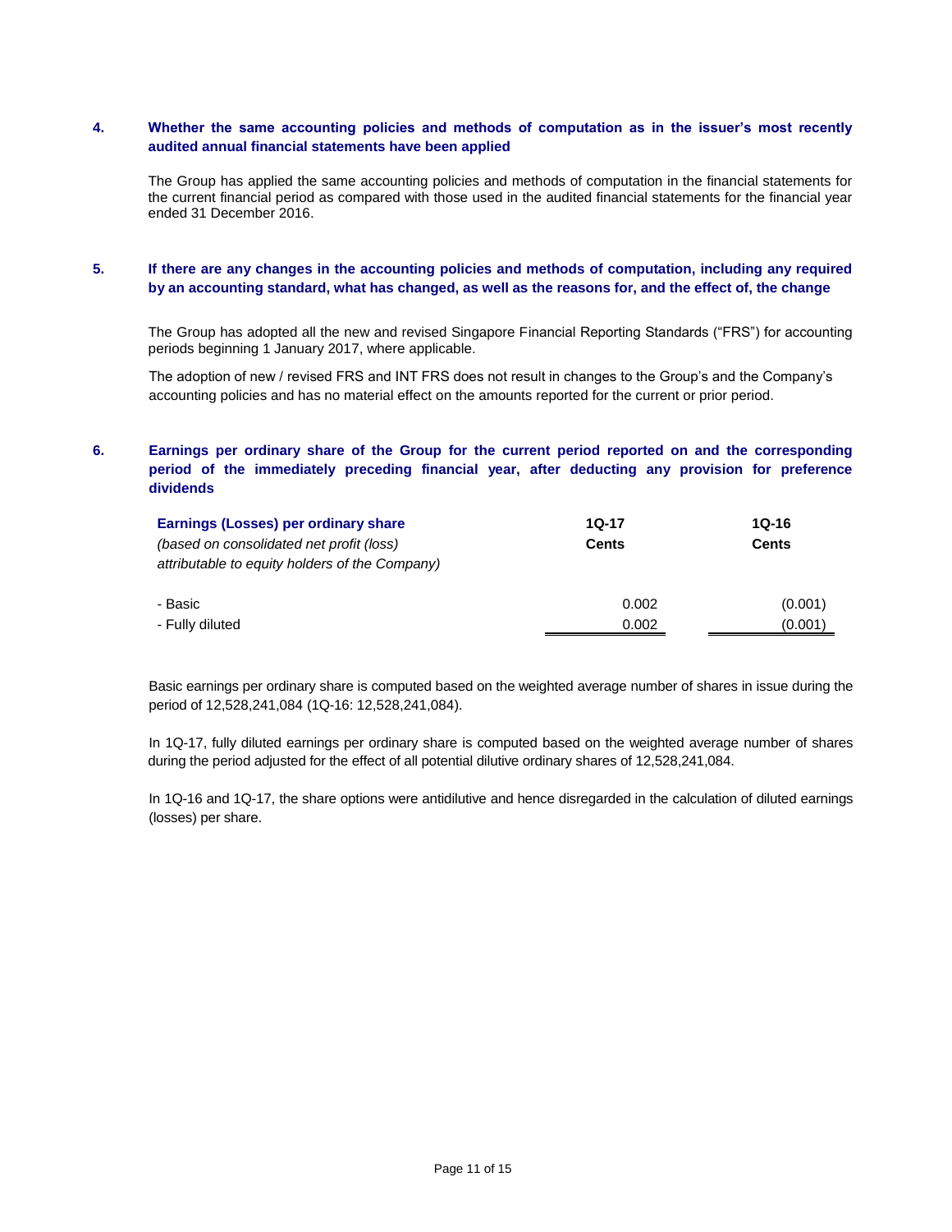## 4. Whether the same accounting policies and methods of computation as in the issuer's most recently audited annual financial statements have been applied

The Group has applied the same accounting policies and methods of computation in the financial statements for the current financial period as compared with those used in the audited financial statements for the financial year ended 31 December 2016.

## 5. If there are any changes in the accounting policies and methods of computation, including any required by an accounting standard, what has changed, as well as the reasons for, and the effect of, the change

The Group has adopted all the new and revised Singapore Financial Reporting Standards ("FRS") for accounting periods beginning 1 January 2017, where applicable.

The adoption of new / revised FRS and INT FRS does not result in changes to the Group's and the Company's accounting policies and has no material effect on the amounts reported for the current or prior period.

## 6. Earnings per ordinary share of the Group for the current period reported on and the corresponding period of the immediately preceding financial year, after deducting any provision for preference dividends

| **Earnings (Losses) per ordinary share** *(based on consolidated net profit (loss) attributable to equity holders of the Company)* | **1Q-17 Cents** | **1Q-16 Cents** |
|---|---|---|
| - Basic | 0.002 | (0.001) |
| - Fully diluted | 0.002 | (0.001) |

Basic earnings per ordinary share is computed based on the weighted average number of shares in issue during the period of 12,528,241,084 (1Q-16: 12,528,241,084).

In 1Q-17, fully diluted earnings per ordinary share is computed based on the weighted average number of shares during the period adjusted for the effect of all potential dilutive ordinary shares of 12,528,241,084.

In 1Q-16 and 1Q-17, the share options were antidilutive and hence disregarded in the calculation of diluted earnings (losses) per share.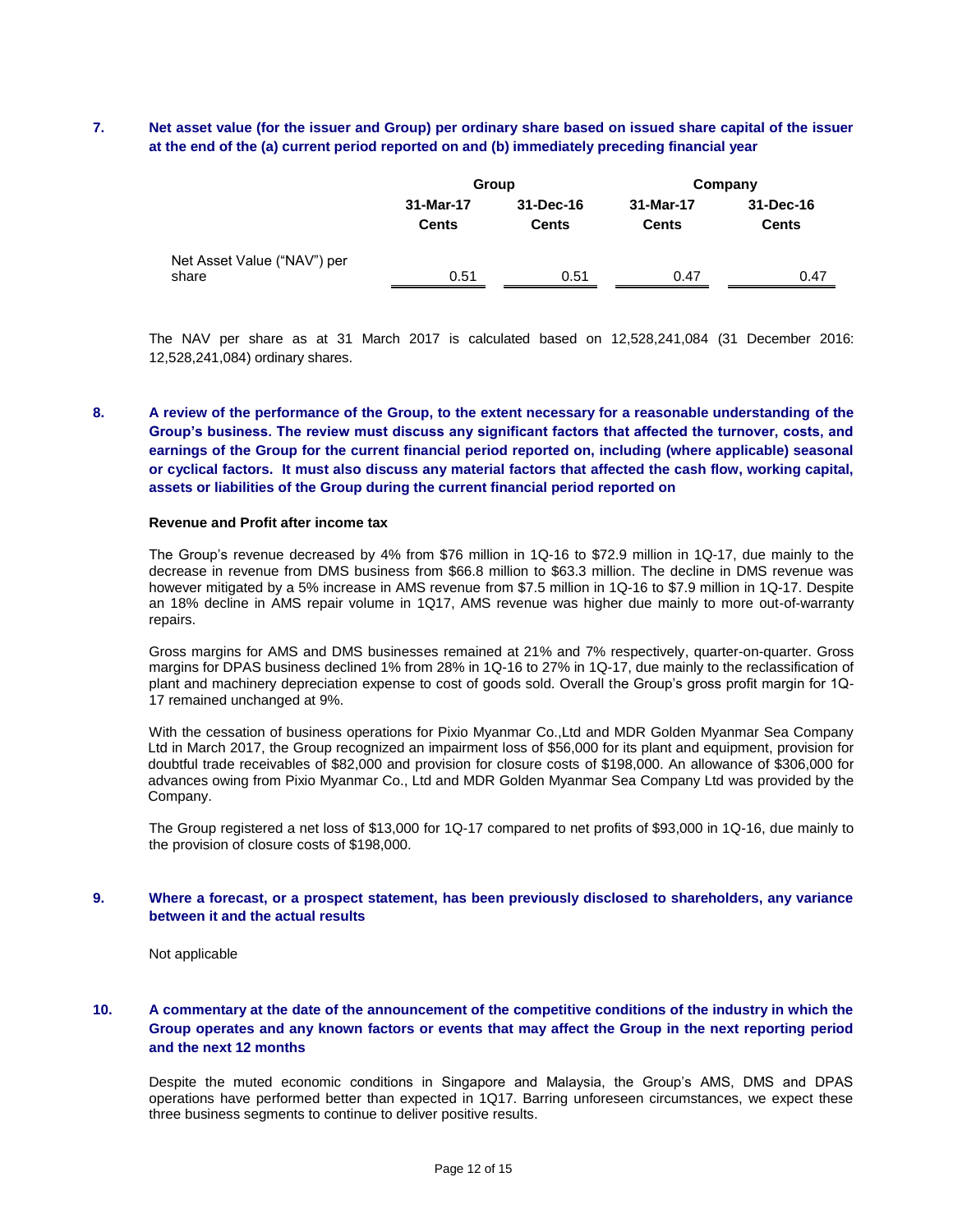**7. Net asset value (for the issuer and Group) per ordinary share based on issued share capital of the issuer at the end of the (a) current period reported on and (b) immediately preceding financial year**

| | Group | | Company | |
|---|---|---|---|---|
| | 31-Mar-17 Cents | 31-Dec-16 Cents | 31-Mar-17 Cents | 31-Dec-16 Cents |
| Net Asset Value ("NAV") per share | 0.51 | 0.51 | 0.47 | 0.47 |

The NAV per share as at 31 March 2017 is calculated based on 12,528,241,084 (31 December 2016: 12,528,241,084) ordinary shares.

**8. A review of the performance of the Group, to the extent necessary for a reasonable understanding of the Group's business. The review must discuss any significant factors that affected the turnover, costs, and earnings of the Group for the current financial period reported on, including (where applicable) seasonal or cyclical factors. It must also discuss any material factors that affected the cash flow, working capital, assets or liabilities of the Group during the current financial period reported on**

**Revenue and Profit after income tax**

The Group's revenue decreased by 4% from $76 million in 1Q-16 to $72.9 million in 1Q-17, due mainly to the decrease in revenue from DMS business from $66.8 million to $63.3 million. The decline in DMS revenue was however mitigated by a 5% increase in AMS revenue from $7.5 million in 1Q-16 to $7.9 million in 1Q-17. Despite an 18% decline in AMS repair volume in 1Q17, AMS revenue was higher due mainly to more out-of-warranty repairs.

Gross margins for AMS and DMS businesses remained at 21% and 7% respectively, quarter-on-quarter. Gross margins for DPAS business declined 1% from 28% in 1Q-16 to 27% in 1Q-17, due mainly to the reclassification of plant and machinery depreciation expense to cost of goods sold. Overall the Group's gross profit margin for 1Q-17 remained unchanged at 9%.

With the cessation of business operations for Pixio Myanmar Co.,Ltd and MDR Golden Myanmar Sea Company Ltd in March 2017, the Group recognized an impairment loss of $56,000 for its plant and equipment, provision for doubtful trade receivables of $82,000 and provision for closure costs of $198,000. An allowance of $306,000 for advances owing from Pixio Myanmar Co., Ltd and MDR Golden Myanmar Sea Company Ltd was provided by the Company.

The Group registered a net loss of $13,000 for 1Q-17 compared to net profits of $93,000 in 1Q-16, due mainly to the provision of closure costs of $198,000.

**9. Where a forecast, or a prospect statement, has been previously disclosed to shareholders, any variance between it and the actual results**

Not applicable

**10. A commentary at the date of the announcement of the competitive conditions of the industry in which the Group operates and any known factors or events that may affect the Group in the next reporting period and the next 12 months**

Despite the muted economic conditions in Singapore and Malaysia, the Group's AMS, DMS and DPAS operations have performed better than expected in 1Q17. Barring unforeseen circumstances, we expect these three business segments to continue to deliver positive results.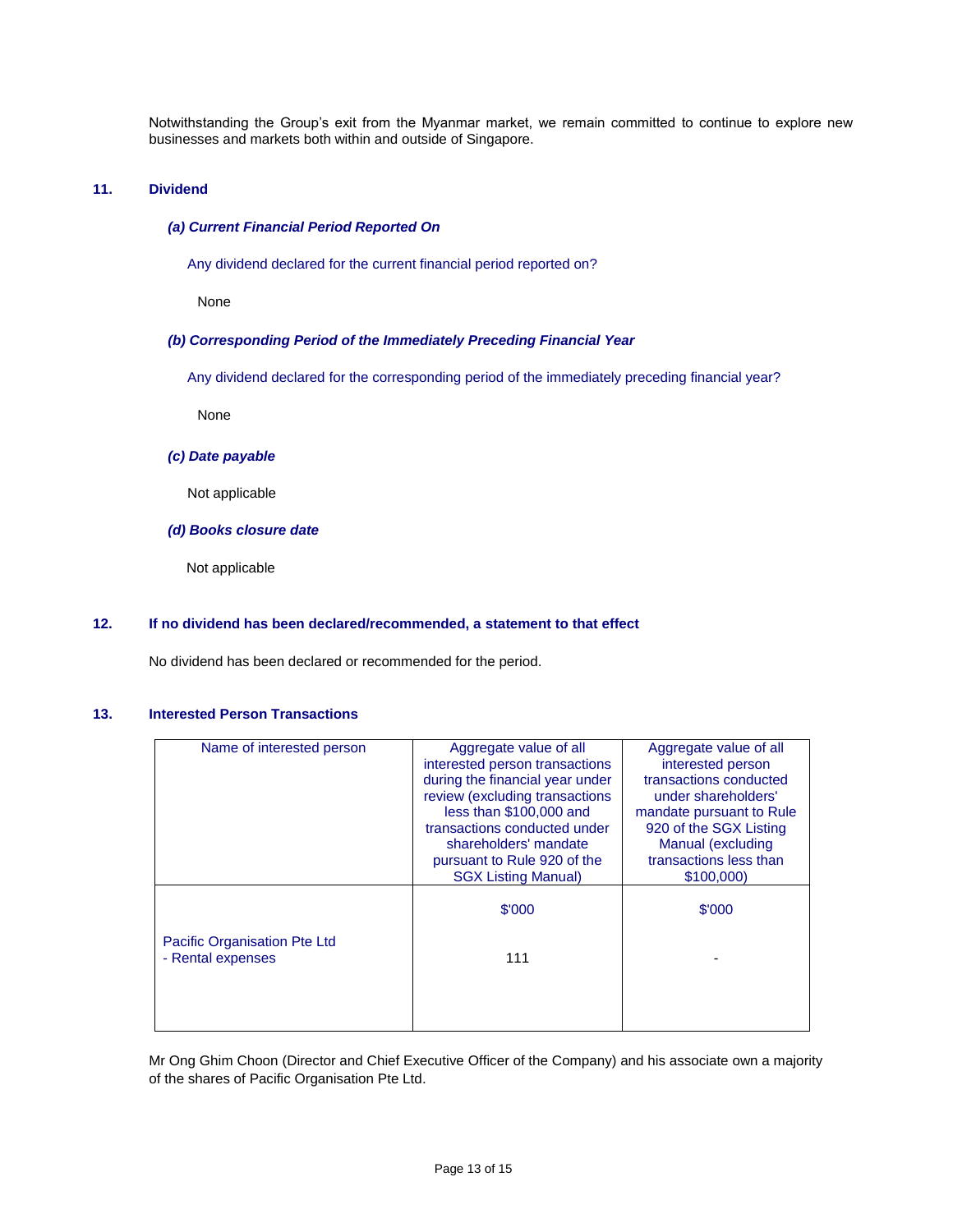Notwithstanding the Group's exit from the Myanmar market, we remain committed to continue to explore new businesses and markets both within and outside of Singapore.

## 11. Dividend

### *(a) Current Financial Period Reported On*

Any dividend declared for the current financial period reported on?

None

### *(b) Corresponding Period of the Immediately Preceding Financial Year*

Any dividend declared for the corresponding period of the immediately preceding financial year?

None

### *(c) Date payable*

Not applicable

### *(d) Books closure date*

Not applicable

## 12. If no dividend has been declared/recommended, a statement to that effect

No dividend has been declared or recommended for the period.

## 13. Interested Person Transactions

| Name of interested person | Aggregate value of all interested person transactions during the financial year under review (excluding transactions less than $100,000 and transactions conducted under shareholders' mandate pursuant to Rule 920 of the SGX Listing Manual) | Aggregate value of all interested person transactions conducted under shareholders' mandate pursuant to Rule 920 of the SGX Listing Manual (excluding transactions less than $100,000) |
|---|---|---|
| | $'000 | $'000 |
| Pacific Organisation Pte Ltd<br>- Rental expenses | 111 | - |

Mr Ong Ghim Choon (Director and Chief Executive Officer of the Company) and his associate own a majority of the shares of Pacific Organisation Pte Ltd.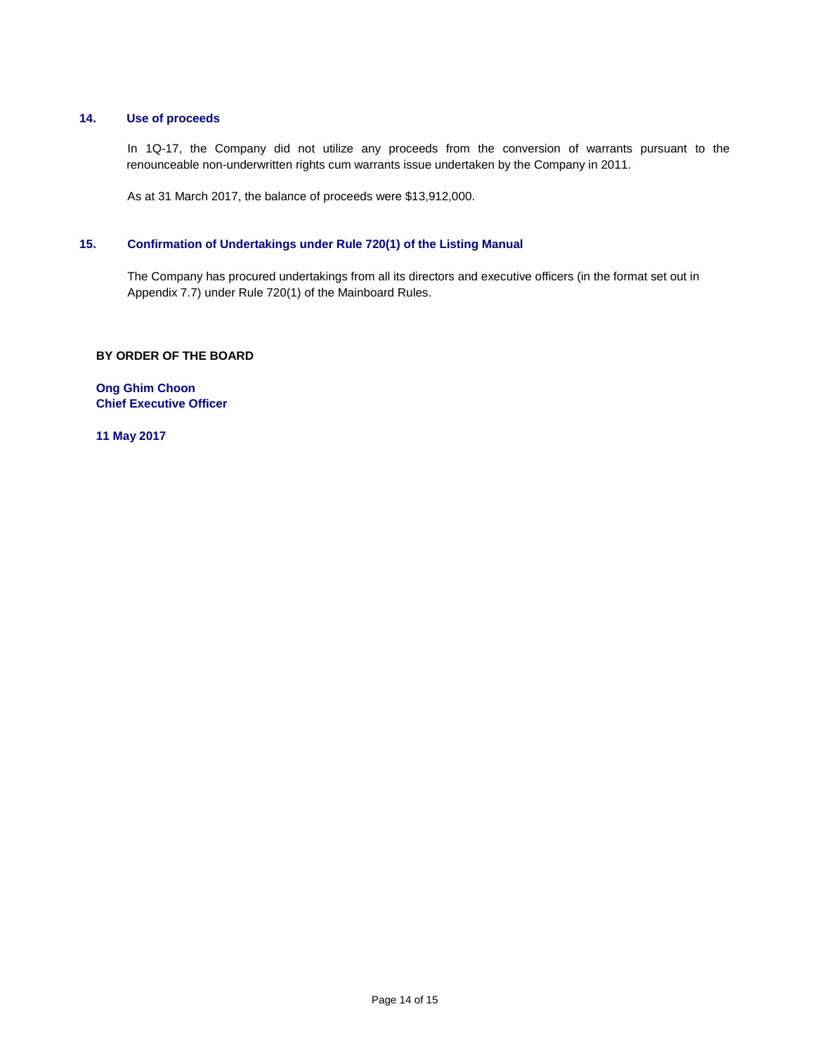## 14. Use of proceeds

In 1Q-17, the Company did not utilize any proceeds from the conversion of warrants pursuant to the renounceable non-underwritten rights cum warrants issue undertaken by the Company in 2011.

As at 31 March 2017, the balance of proceeds were $13,912,000.

## 15. Confirmation of Undertakings under Rule 720(1) of the Listing Manual

The Company has procured undertakings from all its directors and executive officers (in the format set out in Appendix 7.7) under Rule 720(1) of the Mainboard Rules.

**BY ORDER OF THE BOARD**

**Ong Ghim Choon**
**Chief Executive Officer**

**11 May 2017**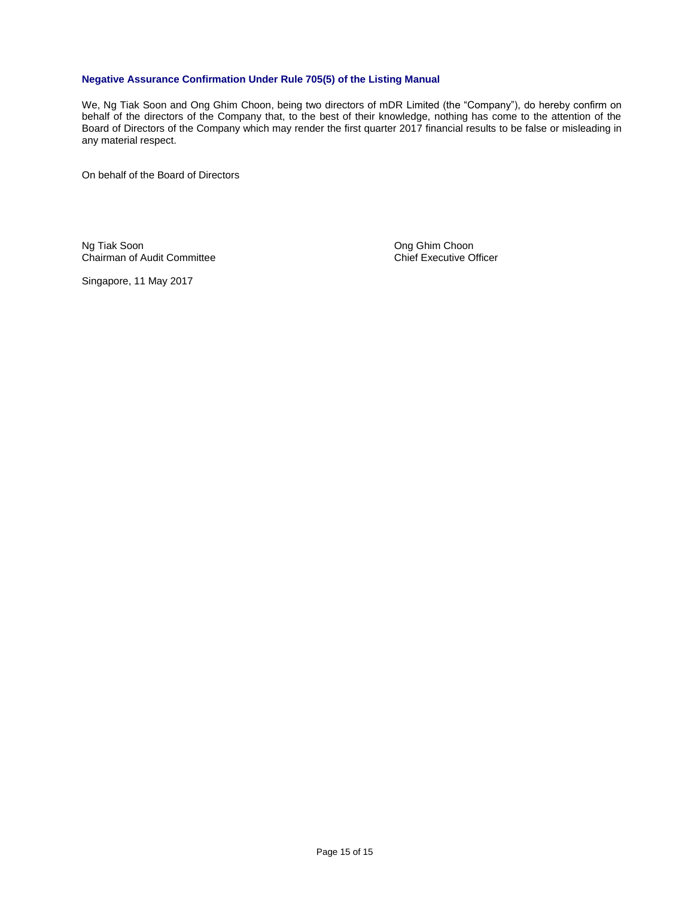**Negative Assurance Confirmation Under Rule 705(5) of the Listing Manual**

We, Ng Tiak Soon and Ong Ghim Choon, being two directors of mDR Limited (the "Company"), do hereby confirm on behalf of the directors of the Company that, to the best of their knowledge, nothing has come to the attention of the Board of Directors of the Company which may render the first quarter 2017 financial results to be false or misleading in any material respect.

On behalf of the Board of Directors

Ng Tiak Soon
Chairman of Audit Committee

Ong Ghim Choon
Chief Executive Officer

Singapore, 11 May 2017